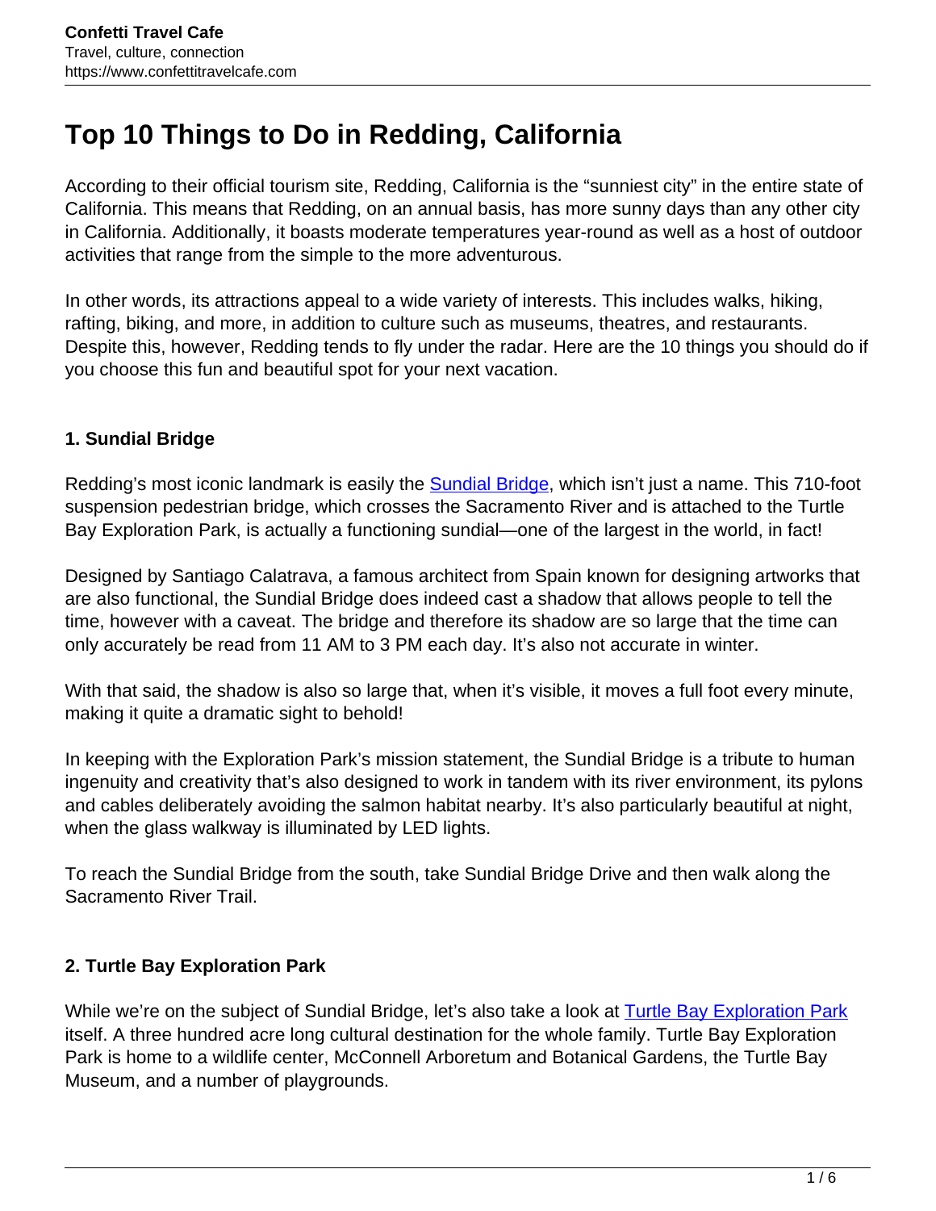# Top 10 Things to Do in Redding, California

According to their official tourism site, Redding, California is the "sunniest city" in the entire state of California. This means that Redding, on an annual basis, has more sunny days than any other city in California. Additionally, it boasts moderate temperatures year-round as well as a host of outdoor activities that range from the simple to the more adventurous.

In other words, its attractions appeal to a wide variety of interests. This includes walks, hiking, rafting, biking, and more, in addition to culture such as museums, theatres, and restaurants. Despite this, however, Redding tends to fly under the radar. Here are the 10 things you should do if you choose this fun and beautiful spot for your next vacation.

### 1. Sundial Bridge

Redding's most iconic landmark is easily the Sundial Bridge, which isn't just a name. This 710-foot suspension pedestrian bridge, which crosses the Sacramento River and is attached to the Turtle Bay Exploration Park, is actually a functioning sundial—one of the largest in the world, in fact!

Designed by Santiago Calatrava, a famous architect from Spain known for designing artworks that are also functional, the Sundial Bridge does indeed cast a shadow that allows people to tell the time, however with a caveat. The bridge and therefore its shadow are so large that the time can only accurately be read from 11 AM to 3 PM each day. It's also not accurate in winter.

With that said, the shadow is also so large that, when it's visible, it moves a full foot every minute, making it quite a dramatic sight to behold!

In keeping with the Exploration Park's mission statement, the Sundial Bridge is a tribute to human ingenuity and creativity that's also designed to work in tandem with its river environment, its pylons and cables deliberately avoiding the salmon habitat nearby. It's also particularly beautiful at night, when the glass walkway is illuminated by LED lights.

To reach the Sundial Bridge from the south, take Sundial Bridge Drive and then walk along the Sacramento River Trail.

### 2. Turtle Bay Exploration Park

While we're on the subject of Sundial Bridge, let's also take a look at Turtle Bay Exploration Park itself. A three hundred acre long cultural destination for the whole family. Turtle Bay Exploration Park is home to a wildlife center, McConnell Arboretum and Botanical Gardens, the Turtle Bay Museum, and a number of playgrounds.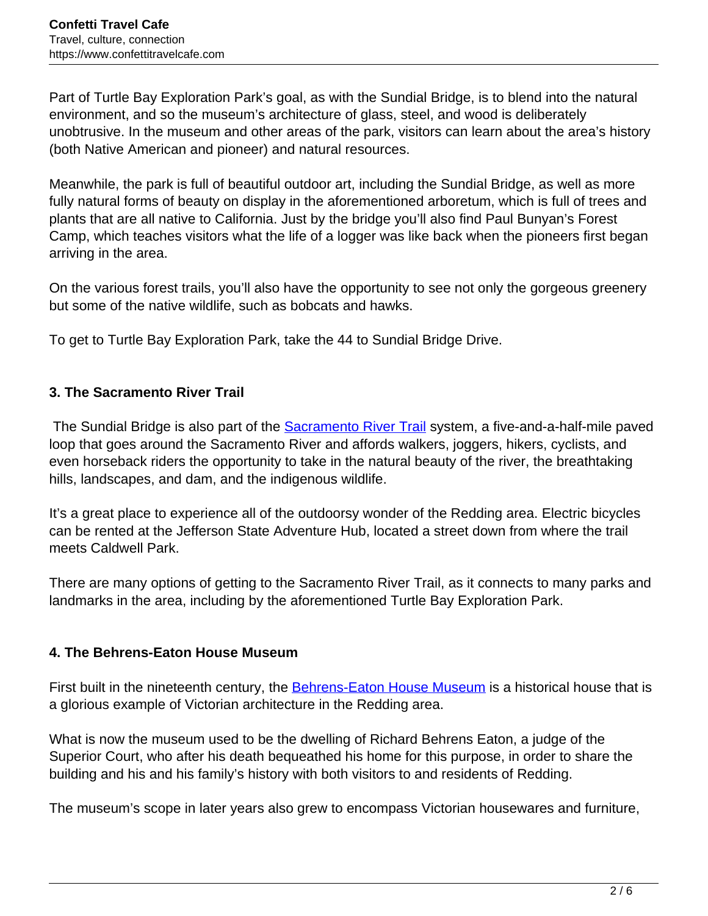Part of Turtle Bay Exploration Park's goal, as with the Sundial Bridge, is to blend into the natural environment, and so the museum's architecture of glass, steel, and wood is deliberately unobtrusive. In the museum and other areas of the park, visitors can learn about the area's history (both Native American and pioneer) and natural resources.

Meanwhile, the park is full of beautiful outdoor art, including the Sundial Bridge, as well as more fully natural forms of beauty on display in the aforementioned arboretum, which is full of trees and plants that are all native to California. Just by the bridge you'll also find Paul Bunyan's Forest Camp, which teaches visitors what the life of a logger was like back when the pioneers first began arriving in the area.

On the various forest trails, you'll also have the opportunity to see not only the gorgeous greenery but some of the native wildlife, such as bobcats and hawks.

To get to Turtle Bay Exploration Park, take the 44 to Sundial Bridge Drive.

### 3. The Sacramento River Trail

The Sundial Bridge is also part of the [Sacramento River Trail]() system, a five-and-a-half-mile paved loop that goes around the Sacramento River and affords walkers, joggers, hikers, cyclists, and even horseback riders the opportunity to take in the natural beauty of the river, the breathtaking hills, landscapes, and dam, and the indigenous wildlife.

It's a great place to experience all of the outdoorsy wonder of the Redding area. Electric bicycles can be rented at the Jefferson State Adventure Hub, located a street down from where the trail meets Caldwell Park.

There are many options of getting to the Sacramento River Trail, as it connects to many parks and landmarks in the area, including by the aforementioned Turtle Bay Exploration Park.

### 4. The Behrens-Eaton House Museum

First built in the nineteenth century, the [Behrens-Eaton House Museum]() is a historical house that is a glorious example of Victorian architecture in the Redding area.

What is now the museum used to be the dwelling of Richard Behrens Eaton, a judge of the Superior Court, who after his death bequeathed his home for this purpose, in order to share the building and his and his family's history with both visitors to and residents of Redding.

The museum's scope in later years also grew to encompass Victorian housewares and furniture,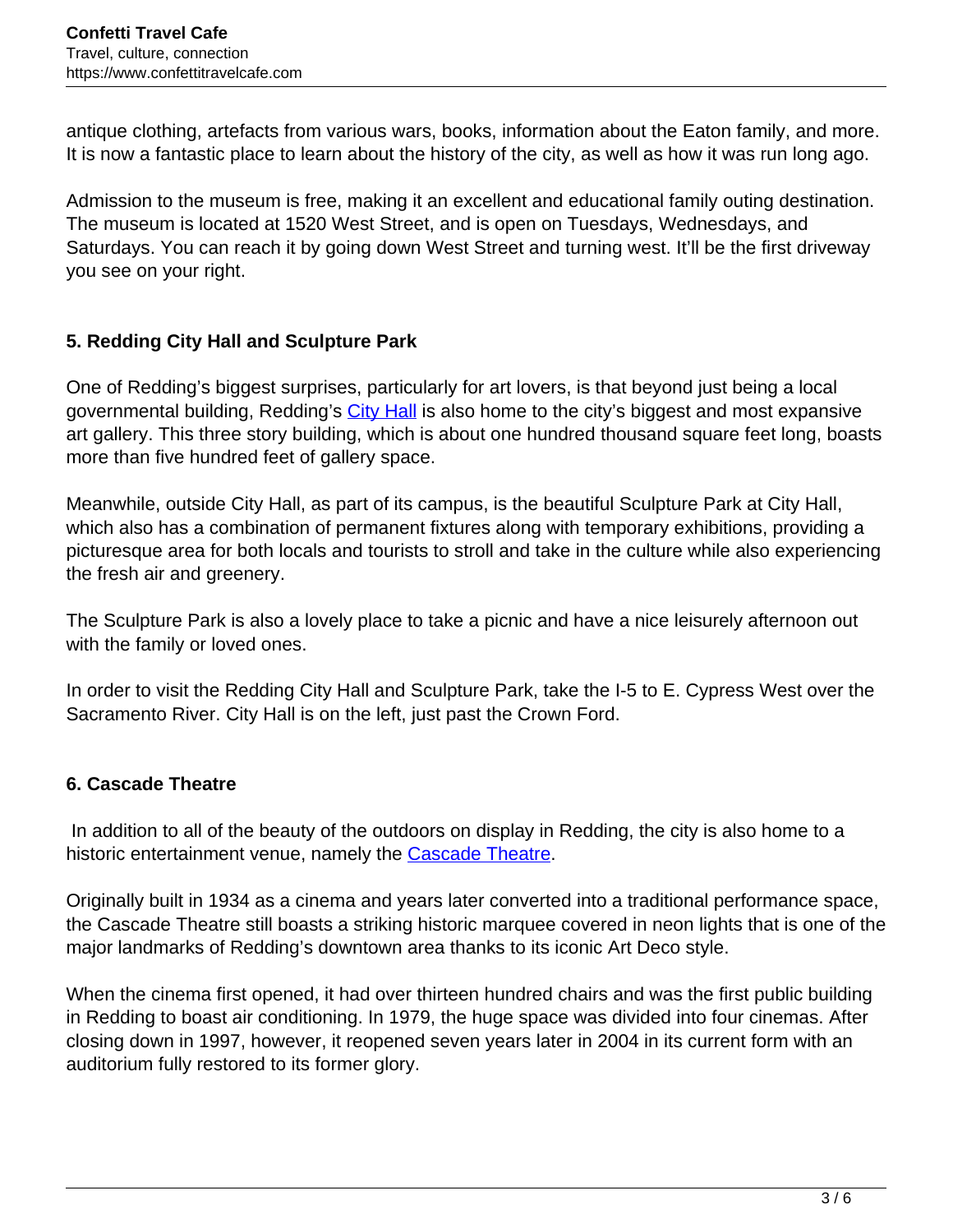antique clothing, artefacts from various wars, books, information about the Eaton family, and more. It is now a fantastic place to learn about the history of the city, as well as how it was run long ago.

Admission to the museum is free, making it an excellent and educational family outing destination. The museum is located at 1520 West Street, and is open on Tuesdays, Wednesdays, and Saturdays. You can reach it by going down West Street and turning west. It'll be the first driveway you see on your right.

### 5. Redding City Hall and Sculpture Park

One of Redding's biggest surprises, particularly for art lovers, is that beyond just being a local governmental building, Redding's City Hall is also home to the city's biggest and most expansive art gallery. This three story building, which is about one hundred thousand square feet long, boasts more than five hundred feet of gallery space.

Meanwhile, outside City Hall, as part of its campus, is the beautiful Sculpture Park at City Hall, which also has a combination of permanent fixtures along with temporary exhibitions, providing a picturesque area for both locals and tourists to stroll and take in the culture while also experiencing the fresh air and greenery.

The Sculpture Park is also a lovely place to take a picnic and have a nice leisurely afternoon out with the family or loved ones.

In order to visit the Redding City Hall and Sculpture Park, take the I-5 to E. Cypress West over the Sacramento River. City Hall is on the left, just past the Crown Ford.

### 6. Cascade Theatre

In addition to all of the beauty of the outdoors on display in Redding, the city is also home to a historic entertainment venue, namely the Cascade Theatre.

Originally built in 1934 as a cinema and years later converted into a traditional performance space, the Cascade Theatre still boasts a striking historic marquee covered in neon lights that is one of the major landmarks of Redding's downtown area thanks to its iconic Art Deco style.

When the cinema first opened, it had over thirteen hundred chairs and was the first public building in Redding to boast air conditioning. In 1979, the huge space was divided into four cinemas. After closing down in 1997, however, it reopened seven years later in 2004 in its current form with an auditorium fully restored to its former glory.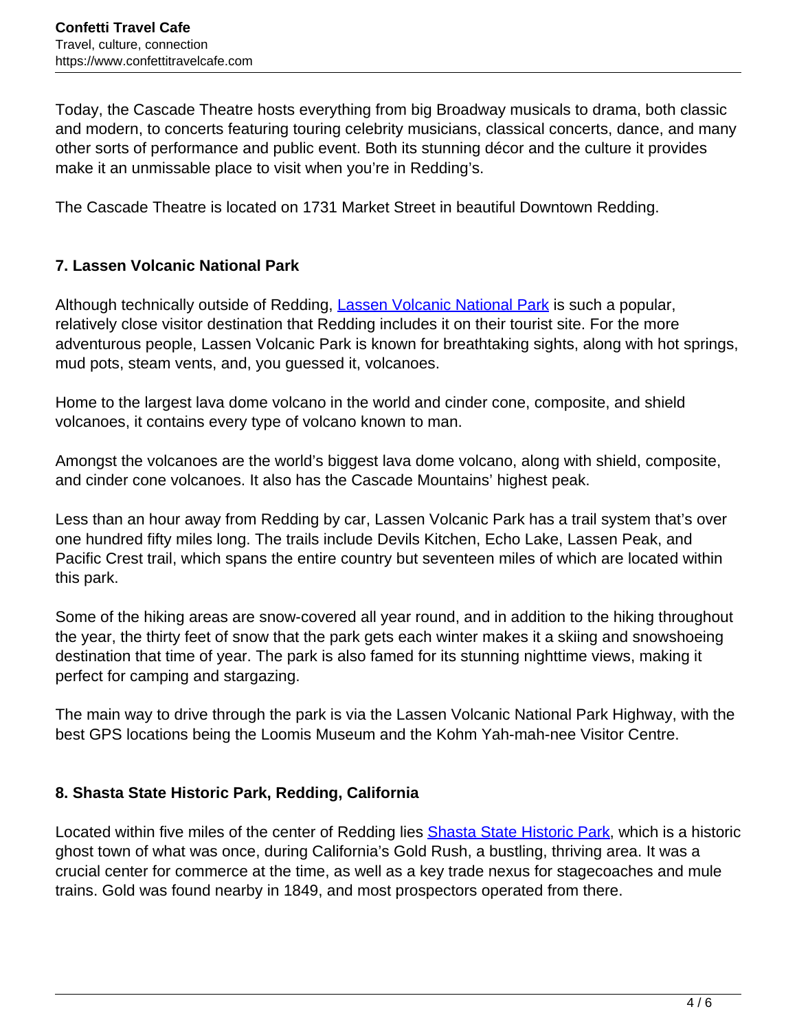Today, the Cascade Theatre hosts everything from big Broadway musicals to drama, both classic and modern, to concerts featuring touring celebrity musicians, classical concerts, dance, and many other sorts of performance and public event. Both its stunning décor and the culture it provides make it an unmissable place to visit when you're in Redding's.

The Cascade Theatre is located on 1731 Market Street in beautiful Downtown Redding.

### 7. Lassen Volcanic National Park

Although technically outside of Redding, [Lassen Volcanic National Park]() is such a popular, relatively close visitor destination that Redding includes it on their tourist site. For the more adventurous people, Lassen Volcanic Park is known for breathtaking sights, along with hot springs, mud pots, steam vents, and, you guessed it, volcanoes.

Home to the largest lava dome volcano in the world and cinder cone, composite, and shield volcanoes, it contains every type of volcano known to man.

Amongst the volcanoes are the world's biggest lava dome volcano, along with shield, composite, and cinder cone volcanoes. It also has the Cascade Mountains' highest peak.

Less than an hour away from Redding by car, Lassen Volcanic Park has a trail system that's over one hundred fifty miles long. The trails include Devils Kitchen, Echo Lake, Lassen Peak, and Pacific Crest trail, which spans the entire country but seventeen miles of which are located within this park.

Some of the hiking areas are snow-covered all year round, and in addition to the hiking throughout the year, the thirty feet of snow that the park gets each winter makes it a skiing and snowshoeing destination that time of year. The park is also famed for its stunning nighttime views, making it perfect for camping and stargazing.

The main way to drive through the park is via the Lassen Volcanic National Park Highway, with the best GPS locations being the Loomis Museum and the Kohm Yah-mah-nee Visitor Centre.

### 8. Shasta State Historic Park, Redding, California

Located within five miles of the center of Redding lies [Shasta State Historic Park](), which is a historic ghost town of what was once, during California's Gold Rush, a bustling, thriving area. It was a crucial center for commerce at the time, as well as a key trade nexus for stagecoaches and mule trains. Gold was found nearby in 1849, and most prospectors operated from there.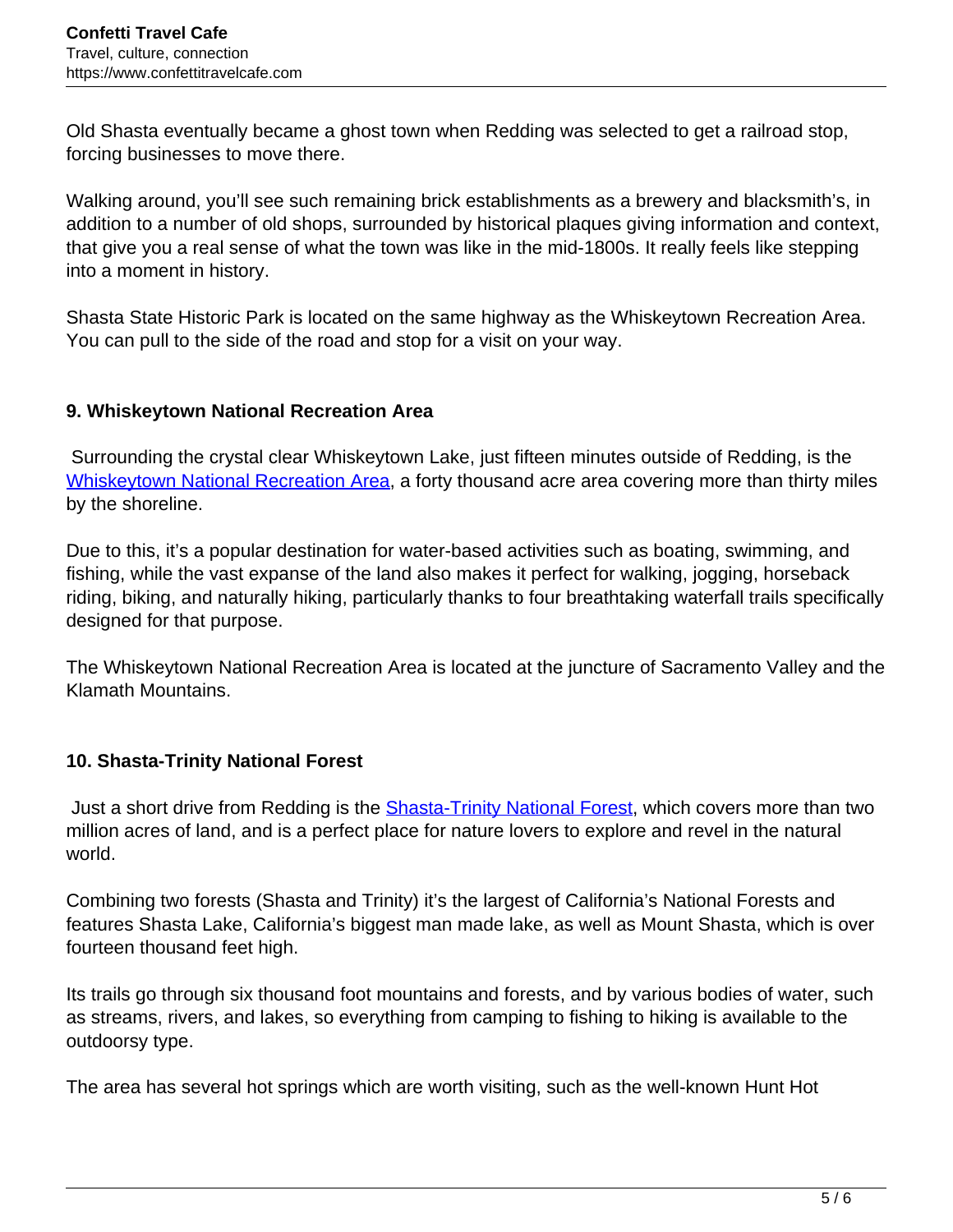Old Shasta eventually became a ghost town when Redding was selected to get a railroad stop, forcing businesses to move there.

Walking around, you'll see such remaining brick establishments as a brewery and blacksmith's, in addition to a number of old shops, surrounded by historical plaques giving information and context, that give you a real sense of what the town was like in the mid-1800s. It really feels like stepping into a moment in history.

Shasta State Historic Park is located on the same highway as the Whiskeytown Recreation Area. You can pull to the side of the road and stop for a visit on your way.

### 9. Whiskeytown National Recreation Area

Surrounding the crystal clear Whiskeytown Lake, just fifteen minutes outside of Redding, is the Whiskeytown National Recreation Area, a forty thousand acre area covering more than thirty miles by the shoreline.

Due to this, it's a popular destination for water-based activities such as boating, swimming, and fishing, while the vast expanse of the land also makes it perfect for walking, jogging, horseback riding, biking, and naturally hiking, particularly thanks to four breathtaking waterfall trails specifically designed for that purpose.

The Whiskeytown National Recreation Area is located at the juncture of Sacramento Valley and the Klamath Mountains.

### 10. Shasta-Trinity National Forest

Just a short drive from Redding is the Shasta-Trinity National Forest, which covers more than two million acres of land, and is a perfect place for nature lovers to explore and revel in the natural world.

Combining two forests (Shasta and Trinity) it's the largest of California's National Forests and features Shasta Lake, California's biggest man made lake, as well as Mount Shasta, which is over fourteen thousand feet high.

Its trails go through six thousand foot mountains and forests, and by various bodies of water, such as streams, rivers, and lakes, so everything from camping to fishing to hiking is available to the outdoorsy type.

The area has several hot springs which are worth visiting, such as the well-known Hunt Hot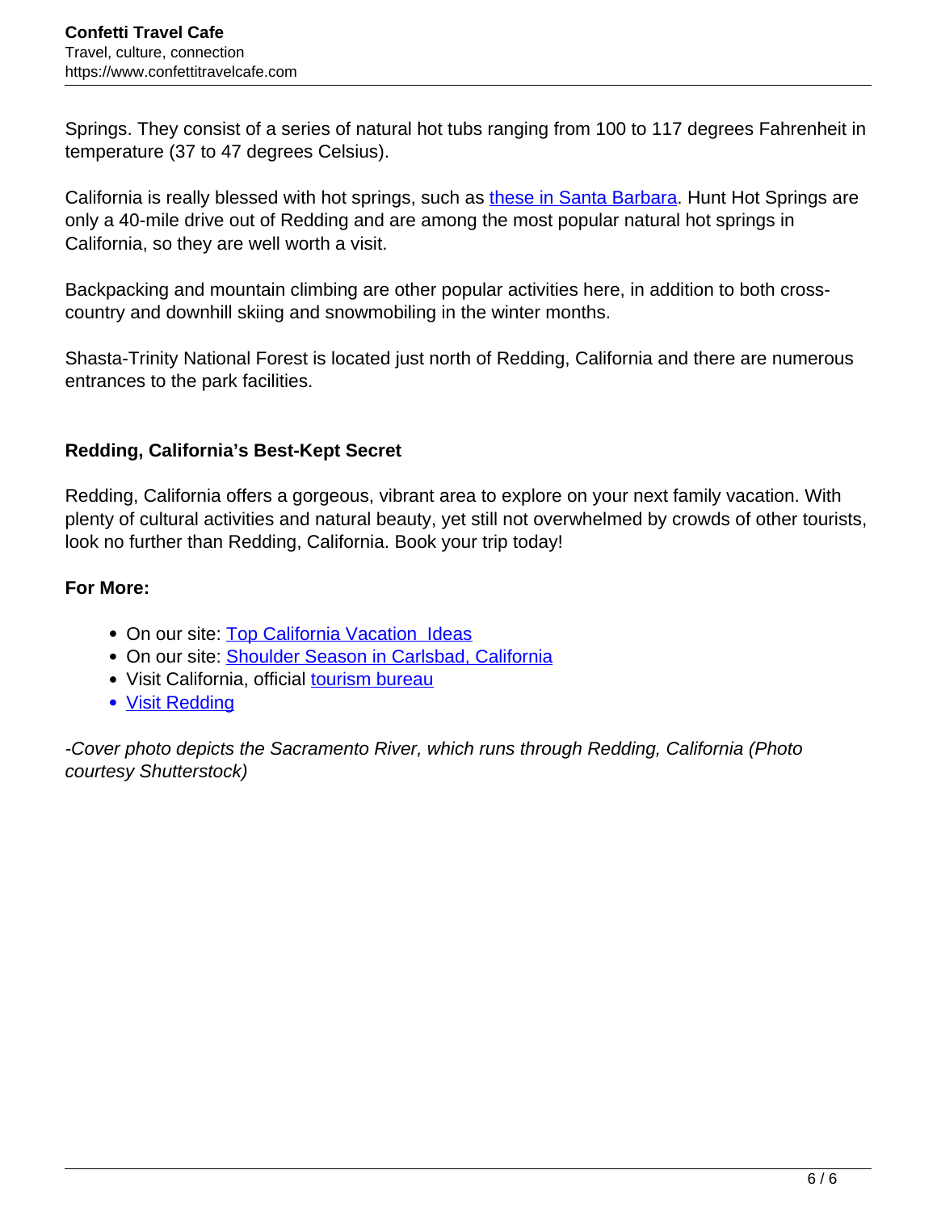Springs. They consist of a series of natural hot tubs ranging from 100 to 117 degrees Fahrenheit in temperature (37 to 47 degrees Celsius).

California is really blessed with hot springs, such as [these in Santa Barbara](#). Hunt Hot Springs are only a 40-mile drive out of Redding and are among the most popular natural hot springs in California, so they are well worth a visit.

Backpacking and mountain climbing are other popular activities here, in addition to both cross-country and downhill skiing and snowmobiling in the winter months.

Shasta-Trinity National Forest is located just north of Redding, California and there are numerous entrances to the park facilities.

### Redding, California's Best-Kept Secret

Redding, California offers a gorgeous, vibrant area to explore on your next family vacation. With plenty of cultural activities and natural beauty, yet still not overwhelmed by crowds of other tourists, look no further than Redding, California. Book your trip today!

### For More:

- On our site: [Top California Vacation  Ideas](#)
- On our site: [Shoulder Season in Carlsbad, California](#)
- Visit California, official [tourism bureau](#)
- [Visit Redding](#)

*-Cover photo depicts the Sacramento River, which runs through Redding, California (Photo courtesy Shutterstock)*